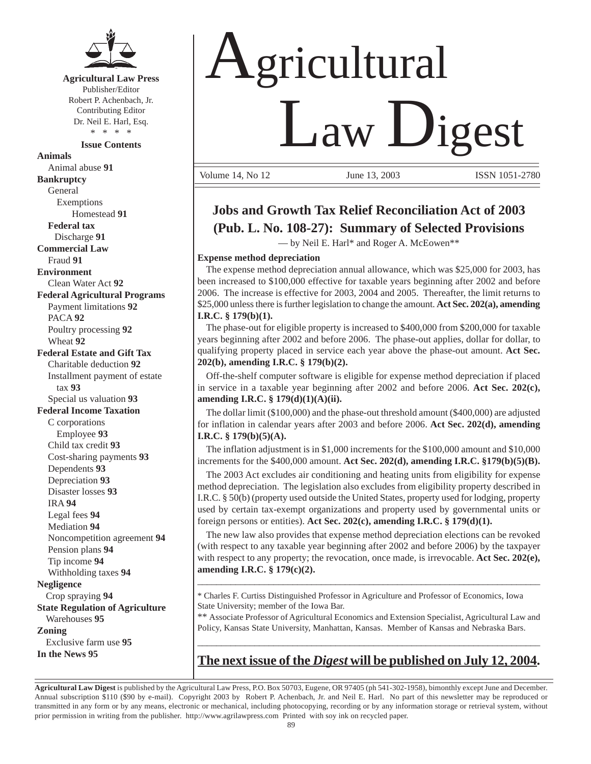**Agricultural Law Press**
Publisher/Editor
Robert P. Achenbach, Jr.
Contributing Editor
Dr. Neil E. Harl, Esq.
\* \* \* \*

**Issue Contents**

**Animals**
- Animal abuse **91**

**Bankruptcy**
- General
  - Exemptions
    - Homestead **91**
- **Federal tax**
  - Discharge **91**

**Commercial Law**
- Fraud **91**

**Environment**
- Clean Water Act **92**

**Federal Agricultural Programs**
- Payment limitations **92**
- PACA **92**
- Poultry processing **92**
- Wheat **92**

**Federal Estate and Gift Tax**
- Charitable deduction **92**
- Installment payment of estate tax **93**
- Special us valuation **93**

**Federal Income Taxation**
- C corporations
  - Employee **93**
- Child tax credit **93**
- Cost-sharing payments **93**
- Dependents **93**
- Depreciation **93**
- Disaster losses **93**
- IRA **94**
- Legal fees **94**
- Mediation **94**
- Noncompetition agreement **94**
- Pension plans **94**
- Tip income **94**
- Withholding taxes **94**

**Negligence**
- Crop spraying **94**

**State Regulation of Agriculture**
- Warehouses **95**

**Zoning**
- Exclusive farm use **95**

**In the News 95**

# Agricultural Law Digest

Volume 14, No 12 | June 13, 2003 | ISSN 1051-2780

## Jobs and Growth Tax Relief Reconciliation Act of 2003 (Pub. L. No. 108-27): Summary of Selected Provisions

— by Neil E. Harl* and Roger A. McEowen**

### Expense method depreciation

The expense method depreciation annual allowance, which was $25,000 for 2003, has been increased to $100,000 effective for taxable years beginning after 2002 and before 2006. The increase is effective for 2003, 2004 and 2005. Thereafter, the limit returns to $25,000 unless there is further legislation to change the amount. **Act Sec. 202(a), amending I.R.C. § 179(b)(1).**

The phase-out for eligible property is increased to $400,000 from $200,000 for taxable years beginning after 2002 and before 2006. The phase-out applies, dollar for dollar, to qualifying property placed in service each year above the phase-out amount. **Act Sec. 202(b), amending I.R.C. § 179(b)(2).**

Off-the-shelf computer software is eligible for expense method depreciation if placed in service in a taxable year beginning after 2002 and before 2006. **Act Sec. 202(c), amending I.R.C. § 179(d)(1)(A)(ii).**

The dollar limit ($100,000) and the phase-out threshold amount ($400,000) are adjusted for inflation in calendar years after 2003 and before 2006. **Act Sec. 202(d), amending I.R.C. § 179(b)(5)(A).**

The inflation adjustment is in $1,000 increments for the $100,000 amount and $10,000 increments for the $400,000 amount. **Act Sec. 202(d), amending I.R.C. §179(b)(5)(B).**

The 2003 Act excludes air conditioning and heating units from eligibility for expense method depreciation. The legislation also excludes from eligibility property described in I.R.C. § 50(b) (property used outside the United States, property used for lodging, property used by certain tax-exempt organizations and property used by governmental units or foreign persons or entities). **Act Sec. 202(c), amending I.R.C. § 179(d)(1).**

The new law also provides that expense method depreciation elections can be revoked (with respect to any taxable year beginning after 2002 and before 2006) by the taxpayer with respect to any property; the revocation, once made, is irrevocable. **Act Sec. 202(e), amending I.R.C. § 179(c)(2).**

---

\* Charles F. Curtiss Distinguished Professor in Agriculture and Professor of Economics, Iowa State University; member of the Iowa Bar.

\*\* Associate Professor of Agricultural Economics and Extension Specialist, Agricultural Law and Policy, Kansas State University, Manhattan, Kansas. Member of Kansas and Nebraska Bars.

---

**The next issue of the *Digest* will be published on July 12, 2004.**

---

**Agricultural Law Digest** is published by the Agricultural Law Press, P.O. Box 50703, Eugene, OR 97405 (ph 541-302-1958), bimonthly except June and December. Annual subscription $110 ($90 by e-mail). Copyright 2003 by Robert P. Achenbach, Jr. and Neil E. Harl. No part of this newsletter may be reproduced or transmitted in any form or by any means, electronic or mechanical, including photocopying, recording or by any information storage or retrieval system, without prior permission in writing from the publisher. http://www.agrilawpress.com Printed with soy ink on recycled paper.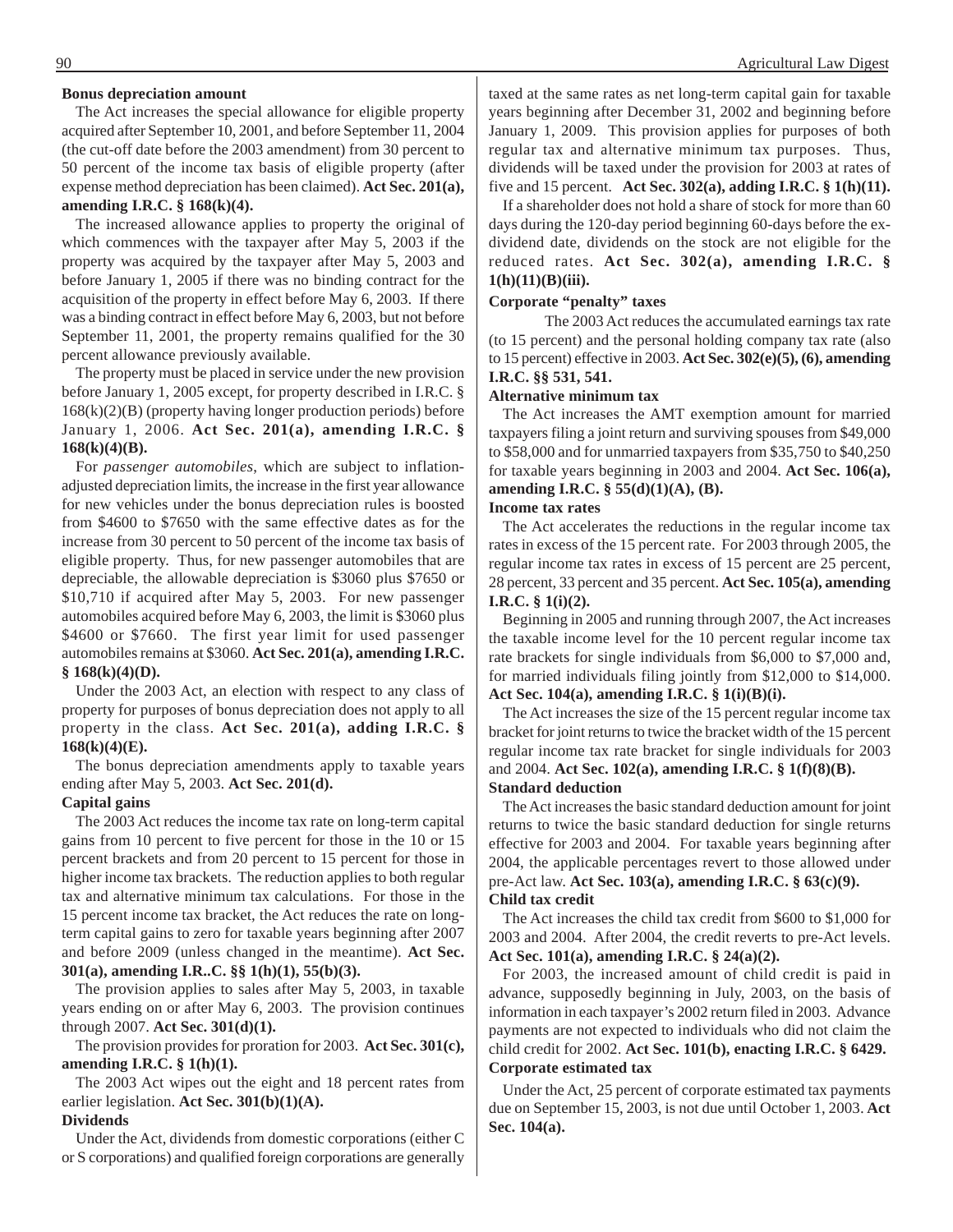**Bonus depreciation amount**

The Act increases the special allowance for eligible property acquired after September 10, 2001, and before September 11, 2004 (the cut-off date before the 2003 amendment) from 30 percent to 50 percent of the income tax basis of eligible property (after expense method depreciation has been claimed). **Act Sec. 201(a), amending I.R.C. § 168(k)(4).**

The increased allowance applies to property the original of which commences with the taxpayer after May 5, 2003 if the property was acquired by the taxpayer after May 5, 2003 and before January 1, 2005 if there was no binding contract for the acquisition of the property in effect before May 6, 2003. If there was a binding contract in effect before May 6, 2003, but not before September 11, 2001, the property remains qualified for the 30 percent allowance previously available.

The property must be placed in service under the new provision before January 1, 2005 except, for property described in I.R.C. § 168(k)(2)(B) (property having longer production periods) before January 1, 2006. **Act Sec. 201(a), amending I.R.C. § 168(k)(4)(B).**

For *passenger automobiles*, which are subject to inflation-adjusted depreciation limits, the increase in the first year allowance for new vehicles under the bonus depreciation rules is boosted from $4600 to $7650 with the same effective dates as for the increase from 30 percent to 50 percent of the income tax basis of eligible property. Thus, for new passenger automobiles that are depreciable, the allowable depreciation is $3060 plus $7650 or $10,710 if acquired after May 5, 2003. For new passenger automobiles acquired before May 6, 2003, the limit is $3060 plus $4600 or $7660. The first year limit for used passenger automobiles remains at $3060. **Act Sec. 201(a), amending I.R.C. § 168(k)(4)(D).**

Under the 2003 Act, an election with respect to any class of property for purposes of bonus depreciation does not apply to all property in the class. **Act Sec. 201(a), adding I.R.C. § 168(k)(4)(E).**

The bonus depreciation amendments apply to taxable years ending after May 5, 2003. **Act Sec. 201(d).**

**Capital gains**

The 2003 Act reduces the income tax rate on long-term capital gains from 10 percent to five percent for those in the 10 or 15 percent brackets and from 20 percent to 15 percent for those in higher income tax brackets. The reduction applies to both regular tax and alternative minimum tax calculations. For those in the 15 percent income tax bracket, the Act reduces the rate on long-term capital gains to zero for taxable years beginning after 2007 and before 2009 (unless changed in the meantime). **Act Sec. 301(a), amending I.R..C. §§ 1(h)(1), 55(b)(3).**

The provision applies to sales after May 5, 2003, in taxable years ending on or after May 6, 2003. The provision continues through 2007. **Act Sec. 301(d)(1).**

The provision provides for proration for 2003. **Act Sec. 301(c), amending I.R.C. § 1(h)(1).**

The 2003 Act wipes out the eight and 18 percent rates from earlier legislation. **Act Sec. 301(b)(1)(A).**

**Dividends**

Under the Act, dividends from domestic corporations (either C or S corporations) and qualified foreign corporations are generally taxed at the same rates as net long-term capital gain for taxable years beginning after December 31, 2002 and beginning before January 1, 2009. This provision applies for purposes of both regular tax and alternative minimum tax purposes. Thus, dividends will be taxed under the provision for 2003 at rates of five and 15 percent. **Act Sec. 302(a), adding I.R.C. § 1(h)(11).**

If a shareholder does not hold a share of stock for more than 60 days during the 120-day period beginning 60-days before the ex-dividend date, dividends on the stock are not eligible for the reduced rates. **Act Sec. 302(a), amending I.R.C. § 1(h)(11)(B)(iii).**

**Corporate "penalty" taxes**

The 2003 Act reduces the accumulated earnings tax rate (to 15 percent) and the personal holding company tax rate (also to 15 percent) effective in 2003. **Act Sec. 302(e)(5), (6), amending I.R.C. §§ 531, 541.**

**Alternative minimum tax**

The Act increases the AMT exemption amount for married taxpayers filing a joint return and surviving spouses from $49,000 to $58,000 and for unmarried taxpayers from $35,750 to $40,250 for taxable years beginning in 2003 and 2004. **Act Sec. 106(a), amending I.R.C. § 55(d)(1)(A), (B).**

**Income tax rates**

The Act accelerates the reductions in the regular income tax rates in excess of the 15 percent rate. For 2003 through 2005, the regular income tax rates in excess of 15 percent are 25 percent, 28 percent, 33 percent and 35 percent. **Act Sec. 105(a), amending I.R.C. § 1(i)(2).**

Beginning in 2005 and running through 2007, the Act increases the taxable income level for the 10 percent regular income tax rate brackets for single individuals from $6,000 to $7,000 and, for married individuals filing jointly from $12,000 to $14,000. **Act Sec. 104(a), amending I.R.C. § 1(i)(B)(i).**

The Act increases the size of the 15 percent regular income tax bracket for joint returns to twice the bracket width of the 15 percent regular income tax rate bracket for single individuals for 2003 and 2004. **Act Sec. 102(a), amending I.R.C. § 1(f)(8)(B).**

**Standard deduction**

The Act increases the basic standard deduction amount for joint returns to twice the basic standard deduction for single returns effective for 2003 and 2004. For taxable years beginning after 2004, the applicable percentages revert to those allowed under pre-Act law. **Act Sec. 103(a), amending I.R.C. § 63(c)(9).**

**Child tax credit**

The Act increases the child tax credit from $600 to $1,000 for 2003 and 2004. After 2004, the credit reverts to pre-Act levels. **Act Sec. 101(a), amending I.R.C. § 24(a)(2).**

For 2003, the increased amount of child credit is paid in advance, supposedly beginning in July, 2003, on the basis of information in each taxpayer's 2002 return filed in 2003. Advance payments are not expected to individuals who did not claim the child credit for 2002. **Act Sec. 101(b), enacting I.R.C. § 6429.**

**Corporate estimated tax**

Under the Act, 25 percent of corporate estimated tax payments due on September 15, 2003, is not due until October 1, 2003. **Act Sec. 104(a).**